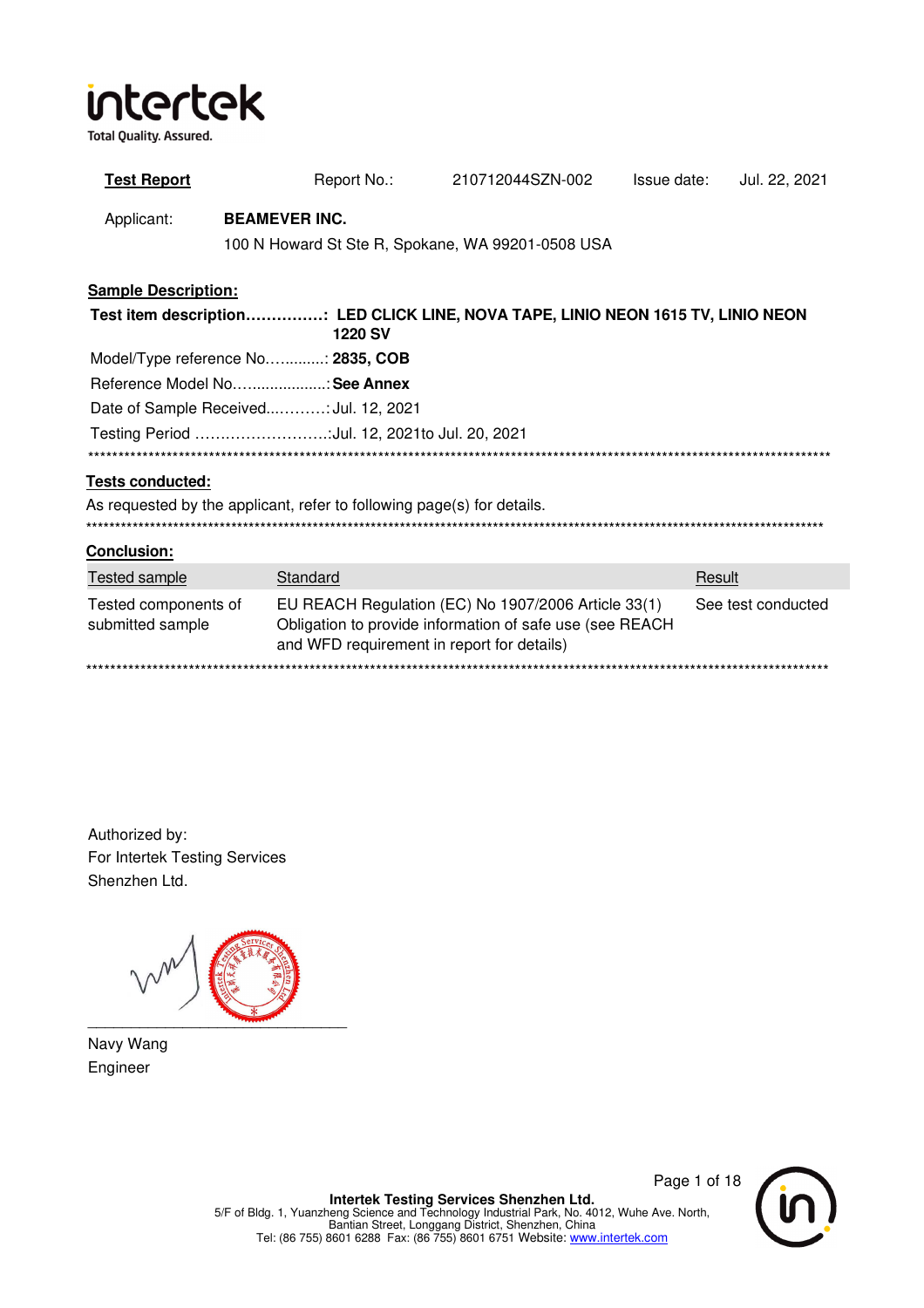**Test Report** Report No.: 210712044SZN-002 Issue date: Jul. 22, 2021

Applicant: **BEAMEVER INC.**
100 N Howard St Ste R, Spokane, WA 99201-0508 USA

**Sample Description:**

**Test item description……………: LED CLICK LINE, NOVA TAPE, LINIO NEON 1615 TV, LINIO NEON 1220 SV**

Model/Type reference No…..........: **2835, COB**

Reference Model No…..................: **See Annex**

Date of Sample Received............: Jul. 12, 2021

Testing Period ………………………: Jul. 12, 2021to Jul. 20, 2021

***************************************************************************************************************

**Tests conducted:**

As requested by the applicant, refer to following page(s) for details.

***************************************************************************************************************

**Conclusion:**

| Tested sample | Standard | Result |
|---|---|---|
| Tested components of submitted sample | EU REACH Regulation (EC) No 1907/2006 Article 33(1) Obligation to provide information of safe use (see REACH and WFD requirement in report for details) | See test conducted |

***************************************************************************************************************

Authorized by:
For Intertek Testing Services Shenzhen Ltd.

Navy Wang
Engineer

**Intertek Testing Services Shenzhen Ltd.**
5/F of Bldg. 1, Yuanzheng Science and Technology Industrial Park, No. 4012, Wuhe Ave. North, Bantian Street, Longgang District, Shenzhen, China
Tel: (86 755) 8601 6288 Fax: (86 755) 8601 6751 Website: www.intertek.com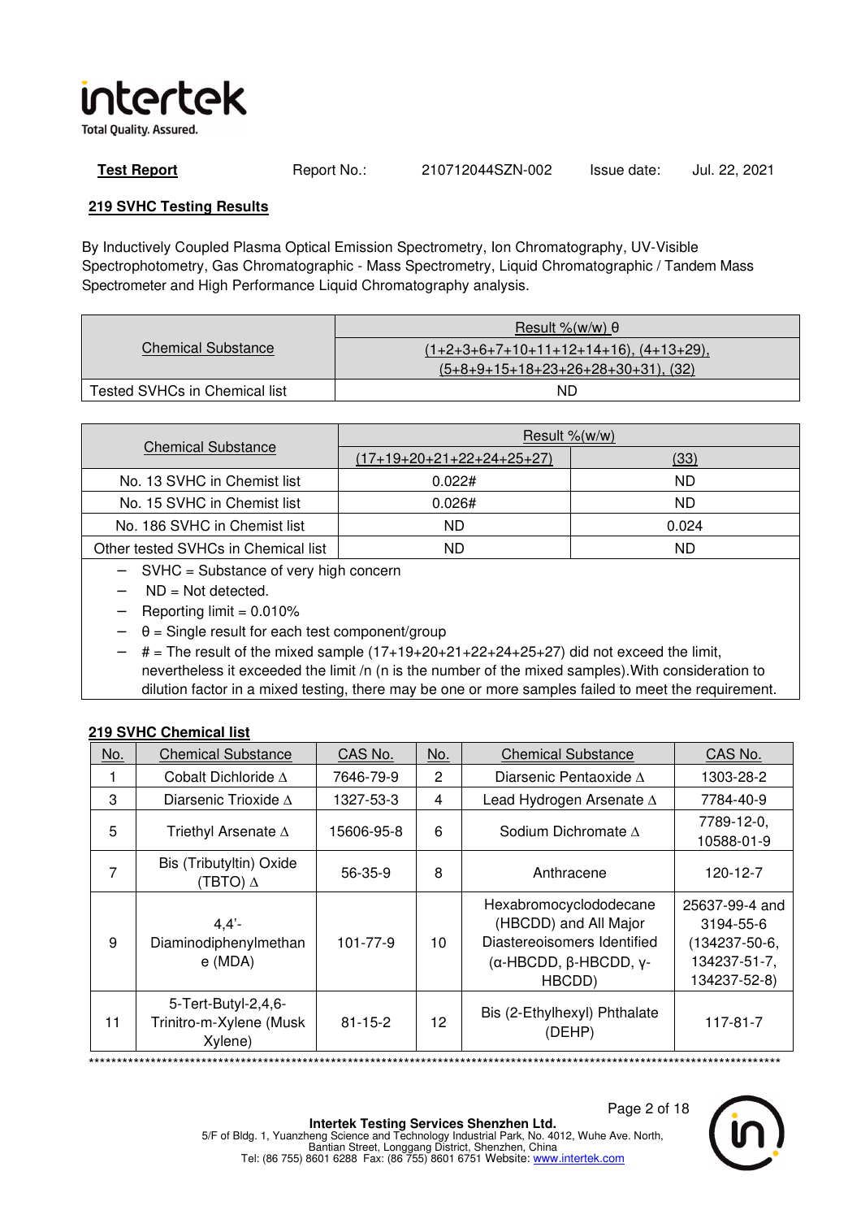**Test Report** Report No.: 210712044SZN-002 Issue date: Jul. 22, 2021

## 219 SVHC Testing Results

By Inductively Coupled Plasma Optical Emission Spectrometry, Ion Chromatography, UV-Visible Spectrophotometry, Gas Chromatographic - Mass Spectrometry, Liquid Chromatographic / Tandem Mass Spectrometer and High Performance Liquid Chromatography analysis.

| Chemical Substance | Result %(w/w) θ |
|---|---|
| | (1+2+3+6+7+10+11+12+14+16), (4+13+29), (5+8+9+15+18+23+26+28+30+31), (32) |
| Tested SVHCs in Chemical list | ND |

| Chemical Substance | Result %(w/w) | |
|---|---|---|
| | (17+19+20+21+22+24+25+27) | (33) |
| No. 13 SVHC in Chemist list | 0.022# | ND |
| No. 15 SVHC in Chemist list | 0.026# | ND |
| No. 186 SVHC in Chemist list | ND | 0.024 |
| Other tested SVHCs in Chemical list | ND | ND |

- SVHC = Substance of very high concern
- ND = Not detected.
- Reporting limit = 0.010%
- θ = Single result for each test component/group
- # = The result of the mixed sample (17+19+20+21+22+24+25+27) did not exceed the limit, nevertheless it exceeded the limit /n (n is the number of the mixed samples).With consideration to dilution factor in a mixed testing, there may be one or more samples failed to meet the requirement.

### 219 SVHC Chemical list

| No. | Chemical Substance | CAS No. | No. | Chemical Substance | CAS No. |
|---|---|---|---|---|---|
| 1 | Cobalt Dichloride ∆ | 7646-79-9 | 2 | Diarsenic Pentaoxide ∆ | 1303-28-2 |
| 3 | Diarsenic Trioxide ∆ | 1327-53-3 | 4 | Lead Hydrogen Arsenate ∆ | 7784-40-9 |
| 5 | Triethyl Arsenate ∆ | 15606-95-8 | 6 | Sodium Dichromate ∆ | 7789-12-0, 10588-01-9 |
| 7 | Bis (Tributyltin) Oxide (TBTO) ∆ | 56-35-9 | 8 | Anthracene | 120-12-7 |
| 9 | 4,4'-Diaminodiphenylmethane (MDA) | 101-77-9 | 10 | Hexabromocyclododecane (HBCDD) and All Major Diastereoisomers Identified (α-HBCDD, β-HBCDD, γ-HBCDD) | 25637-99-4 and 3194-55-6 (134237-50-6, 134237-51-7, 134237-52-8) |
| 11 | 5-Tert-Butyl-2,4,6-Trinitro-m-Xylene (Musk Xylene) | 81-15-2 | 12 | Bis (2-Ethylhexyl) Phthalate (DEHP) | 117-81-7 |

**************************************************************************************************************************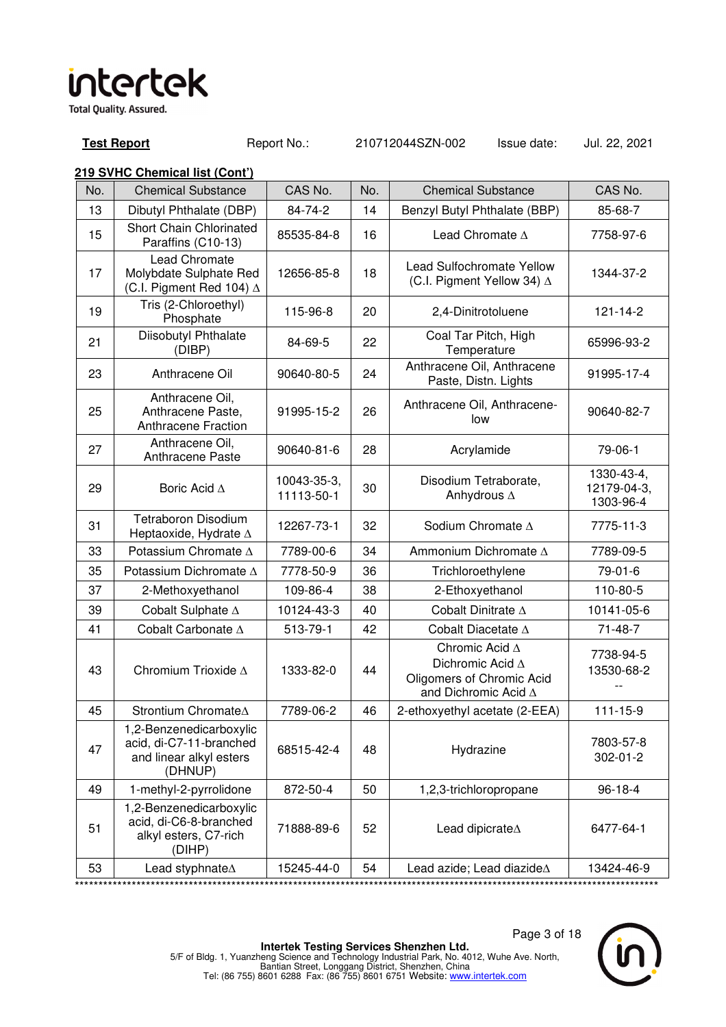**Test Report** Report No.: 210712044SZN-002 Issue date: Jul. 22, 2021

**219 SVHC Chemical list (Cont')**

| No. | Chemical Substance | CAS No. | No. | Chemical Substance | CAS No. |
|---|---|---|---|---|---|
| 13 | Dibutyl Phthalate (DBP) | 84-74-2 | 14 | Benzyl Butyl Phthalate (BBP) | 85-68-7 |
| 15 | Short Chain Chlorinated Paraffins (C10-13) | 85535-84-8 | 16 | Lead Chromate ∆ | 7758-97-6 |
| 17 | Lead Chromate Molybdate Sulphate Red (C.I. Pigment Red 104) ∆ | 12656-85-8 | 18 | Lead Sulfochromate Yellow (C.I. Pigment Yellow 34) ∆ | 1344-37-2 |
| 19 | Tris (2-Chloroethyl) Phosphate | 115-96-8 | 20 | 2,4-Dinitrotoluene | 121-14-2 |
| 21 | Diisobutyl Phthalate (DIBP) | 84-69-5 | 22 | Coal Tar Pitch, High Temperature | 65996-93-2 |
| 23 | Anthracene Oil | 90640-80-5 | 24 | Anthracene Oil, Anthracene Paste, Distn. Lights | 91995-17-4 |
| 25 | Anthracene Oil, Anthracene Paste, Anthracene Fraction | 91995-15-2 | 26 | Anthracene Oil, Anthracene-low | 90640-82-7 |
| 27 | Anthracene Oil, Anthracene Paste | 90640-81-6 | 28 | Acrylamide | 79-06-1 |
| 29 | Boric Acid ∆ | 10043-35-3, 11113-50-1 | 30 | Disodium Tetraborate, Anhydrous ∆ | 1330-43-4, 12179-04-3, 1303-96-4 |
| 31 | Tetraboron Disodium Heptaoxide, Hydrate ∆ | 12267-73-1 | 32 | Sodium Chromate ∆ | 7775-11-3 |
| 33 | Potassium Chromate ∆ | 7789-00-6 | 34 | Ammonium Dichromate ∆ | 7789-09-5 |
| 35 | Potassium Dichromate ∆ | 7778-50-9 | 36 | Trichloroethylene | 79-01-6 |
| 37 | 2-Methoxyethanol | 109-86-4 | 38 | 2-Ethoxyethanol | 110-80-5 |
| 39 | Cobalt Sulphate ∆ | 10124-43-3 | 40 | Cobalt Dinitrate ∆ | 10141-05-6 |
| 41 | Cobalt Carbonate ∆ | 513-79-1 | 42 | Cobalt Diacetate ∆ | 71-48-7 |
| 43 | Chromium Trioxide ∆ | 1333-82-0 | 44 | Chromic Acid ∆<br>Dichromic Acid ∆<br>Oligomers of Chromic Acid and Dichromic Acid ∆ | 7738-94-5<br>13530-68-2<br>-- |
| 45 | Strontium Chromate∆ | 7789-06-2 | 46 | 2-ethoxyethyl acetate (2-EEA) | 111-15-9 |
| 47 | 1,2-Benzenedicarboxylic acid, di-C7-11-branched and linear alkyl esters (DHNUP) | 68515-42-4 | 48 | Hydrazine | 7803-57-8<br>302-01-2 |
| 49 | 1-methyl-2-pyrrolidone | 872-50-4 | 50 | 1,2,3-trichloropropane | 96-18-4 |
| 51 | 1,2-Benzenedicarboxylic acid, di-C6-8-branched alkyl esters, C7-rich (DIHP) | 71888-89-6 | 52 | Lead dipicrate∆ | 6477-64-1 |
| 53 | Lead styphnate∆ | 15245-44-0 | 54 | Lead azide; Lead diazide∆ | 13424-46-9 |

*************************************************************************************************************

**Intertek Testing Services Shenzhen Ltd.**
5/F of Bldg. 1, Yuanzheng Science and Technology Industrial Park, No. 4012, Wuhe Ave. North, Bantian Street, Longgang District, Shenzhen, China
Tel: (86 755) 8601 6288 Fax: (86 755) 8601 6751 Website: www.intertek.com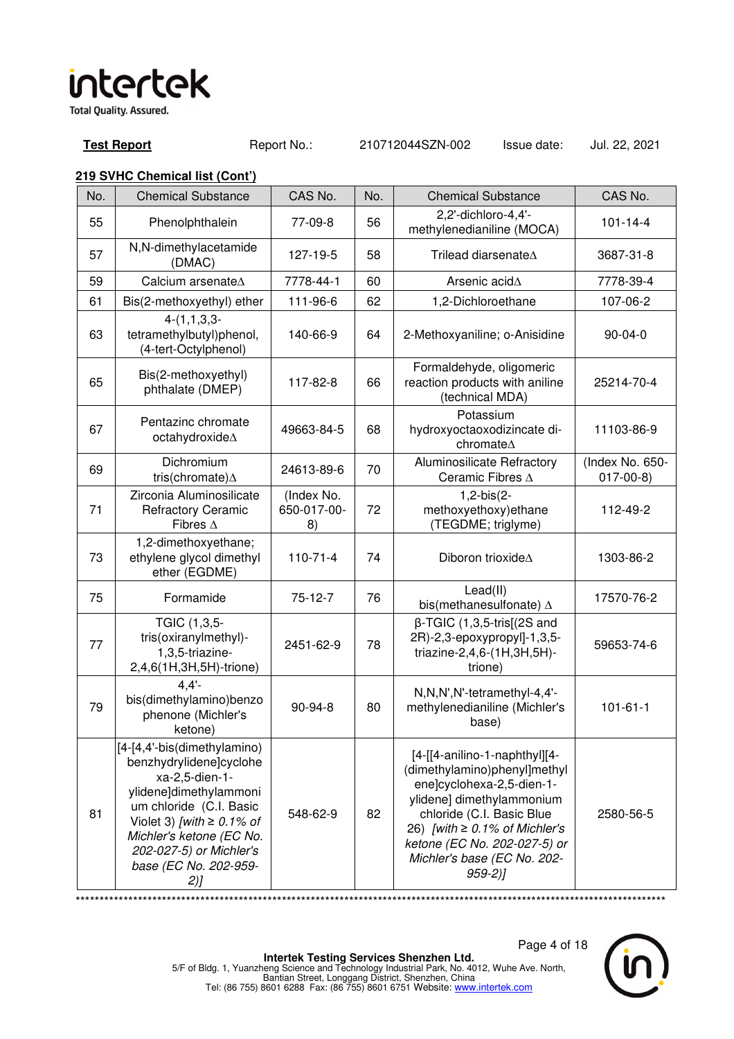**Test Report** Report No.: 210712044SZN-002 Issue date: Jul. 22, 2021

**219 SVHC Chemical list (Cont')**

| No. | Chemical Substance | CAS No. | No. | Chemical Substance | CAS No. |
|---|---|---|---|---|---|
| 55 | Phenolphthalein | 77-09-8 | 56 | 2,2'-dichloro-4,4'-methylenedianiline (MOCA) | 101-14-4 |
| 57 | N,N-dimethylacetamide (DMAC) | 127-19-5 | 58 | Trilead diarsenate∆ | 3687-31-8 |
| 59 | Calcium arsenate∆ | 7778-44-1 | 60 | Arsenic acid∆ | 7778-39-4 |
| 61 | Bis(2-methoxyethyl) ether | 111-96-6 | 62 | 1,2-Dichloroethane | 107-06-2 |
| 63 | 4-(1,1,3,3-tetramethylbutyl)phenol, (4-tert-Octylphenol) | 140-66-9 | 64 | 2-Methoxyaniline; o-Anisidine | 90-04-0 |
| 65 | Bis(2-methoxyethyl) phthalate (DMEP) | 117-82-8 | 66 | Formaldehyde, oligomeric reaction products with aniline (technical MDA) | 25214-70-4 |
| 67 | Pentazinc chromate octahydroxide∆ | 49663-84-5 | 68 | Potassium hydroxyoctaoxodizincate di-chromate∆ | 11103-86-9 |
| 69 | Dichromium tris(chromate)∆ | 24613-89-6 | 70 | Aluminosilicate Refractory Ceramic Fibres ∆ | (Index No. 650-017-00-8) |
| 71 | Zirconia Aluminosilicate Refractory Ceramic Fibres ∆ | (Index No. 650-017-00-8) | 72 | 1,2-bis(2-methoxyethoxy)ethane (TEGDME; triglyme) | 112-49-2 |
| 73 | 1,2-dimethoxyethane; ethylene glycol dimethyl ether (EGDME) | 110-71-4 | 74 | Diboron trioxide∆ | 1303-86-2 |
| 75 | Formamide | 75-12-7 | 76 | Lead(II) bis(methanesulfonate) ∆ | 17570-76-2 |
| 77 | TGIC (1,3,5-tris(oxiranylmethyl)-1,3,5-triazine-2,4,6(1H,3H,5H)-trione) | 2451-62-9 | 78 | β-TGIC (1,3,5-tris[(2S and 2R)-2,3-epoxypropyl]-1,3,5-triazine-2,4,6-(1H,3H,5H)-trione) | 59653-74-6 |
| 79 | 4,4'-bis(dimethylamino)benzophenone (Michler's ketone) | 90-94-8 | 80 | N,N,N',N'-tetramethyl-4,4'-methylenedianiline (Michler's base) | 101-61-1 |
| 81 | [4-[4,4'-bis(dimethylamino) benzhydrylidene]cyclohexa-2,5-dien-1-ylidene]dimethylammonium chloride (C.I. Basic Violet 3) *[with ≥ 0.1% of Michler's ketone (EC No. 202-027-5) or Michler's base (EC No. 202-959-2)]* | 548-62-9 | 82 | [4-[[4-anilino-1-naphthyl][4-(dimethylamino)phenyl]methylene]cyclohexa-2,5-dien-1-ylidene] dimethylammonium chloride (C.I. Basic Blue 26) *[with ≥ 0.1% of Michler's ketone (EC No. 202-027-5) or Michler's base (EC No. 202-959-2)]* | 2580-56-5 |

**Intertek Testing Services Shenzhen Ltd.**
5/F of Bldg. 1, Yuanzheng Science and Technology Industrial Park, No. 4012, Wuhe Ave. North, Bantian Street, Longgang District, Shenzhen, China
Tel: (86 755) 8601 6288 Fax: (86 755) 8601 6751 Website: www.intertek.com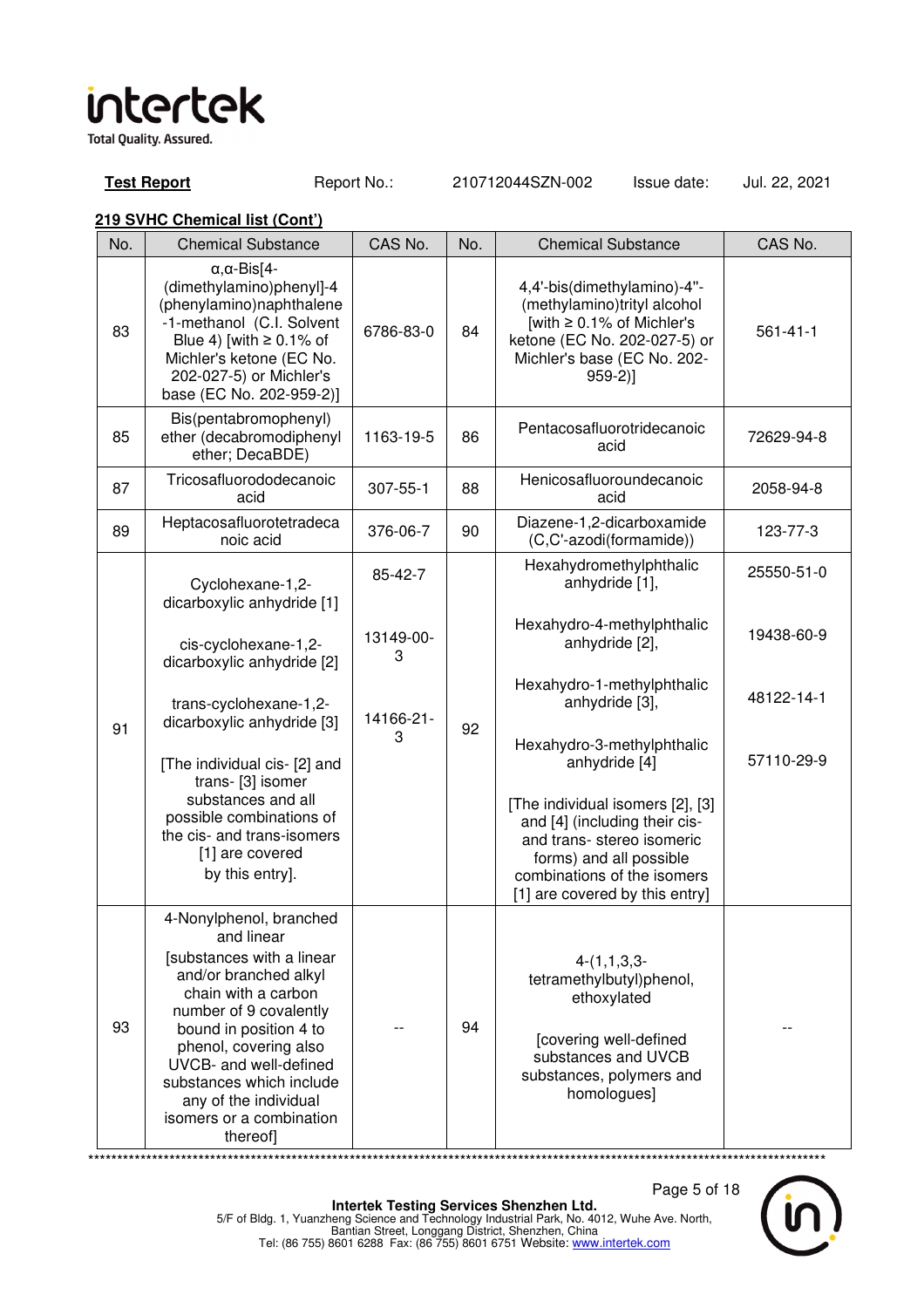**Test Report** Report No.: 210712044SZN-002 Issue date: Jul. 22, 2021

**219 SVHC Chemical list (Cont')**

| No. | Chemical Substance | CAS No. | No. | Chemical Substance | CAS No. |
|---|---|---|---|---|---|
| 83 | α,α-Bis[4-(dimethylamino)phenyl]-4 (phenylamino)naphthalene -1-methanol (C.I. Solvent Blue 4) [with ≥ 0.1% of Michler's ketone (EC No. 202-027-5) or Michler's base (EC No. 202-959-2)] | 6786-83-0 | 84 | 4,4'-bis(dimethylamino)-4''-(methylamino)trityl alcohol [with ≥ 0.1% of Michler's ketone (EC No. 202-027-5) or Michler's base (EC No. 202-959-2)] | 561-41-1 |
| 85 | Bis(pentabromophenyl) ether (decabromodiphenyl ether; DecaBDE) | 1163-19-5 | 86 | Pentacosafluorotridecanoic acid | 72629-94-8 |
| 87 | Tricosafluorododecanoic acid | 307-55-1 | 88 | Henicosafluoroundecanoic acid | 2058-94-8 |
| 89 | Heptacosafluorotetradecanoic acid | 376-06-7 | 90 | Diazene-1,2-dicarboxamide (C,C'-azodi(formamide)) | 123-77-3 |
| 91 | Cyclohexane-1,2-dicarboxylic anhydride [1]<br><br>cis-cyclohexane-1,2-dicarboxylic anhydride [2]<br><br>trans-cyclohexane-1,2-dicarboxylic anhydride [3]<br><br>[The individual cis- [2] and trans- [3] isomer substances and all possible combinations of the cis- and trans-isomers [1] are covered by this entry]. | 85-42-7<br><br>13149-00-3<br><br>14166-21-3 | 92 | Hexahydromethylphthalic anhydride [1],<br><br>Hexahydro-4-methylphthalic anhydride [2],<br><br>Hexahydro-1-methylphthalic anhydride [3],<br><br>Hexahydro-3-methylphthalic anhydride [4]<br><br>[The individual isomers [2], [3] and [4] (including their cis- and trans- stereo isomeric forms) and all possible combinations of the isomers [1] are covered by this entry] | 25550-51-0<br><br>19438-60-9<br><br>48122-14-1<br><br>57110-29-9 |
| 93 | 4-Nonylphenol, branched and linear<br>[substances with a linear and/or branched alkyl chain with a carbon number of 9 covalently bound in position 4 to phenol, covering also UVCB- and well-defined substances which include any of the individual isomers or a combination thereof] | -- | 94 | 4-(1,1,3,3-tetramethylbutyl)phenol, ethoxylated<br><br>[covering well-defined substances and UVCB substances, polymers and homologues] | -- |

\*\*\*\*\*\*\*\*\*\*\*\*\*\*\*\*\*\*\*\*\*\*\*\*\*\*\*\*\*\*\*\*\*\*\*\*\*\*\*\*\*\*\*\*\*\*\*\*\*\*\*\*\*\*\*\*\*\*\*\*\*\*\*\*\*\*\*\*\*\*\*\*\*\*\*\*\*\*

**Intertek Testing Services Shenzhen Ltd.**
5/F of Bldg. 1, Yuanzheng Science and Technology Industrial Park, No. 4012, Wuhe Ave. North, Bantian Street, Longgang District, Shenzhen, China
Tel: (86 755) 8601 6288 Fax: (86 755) 8601 6751 Website: www.intertek.com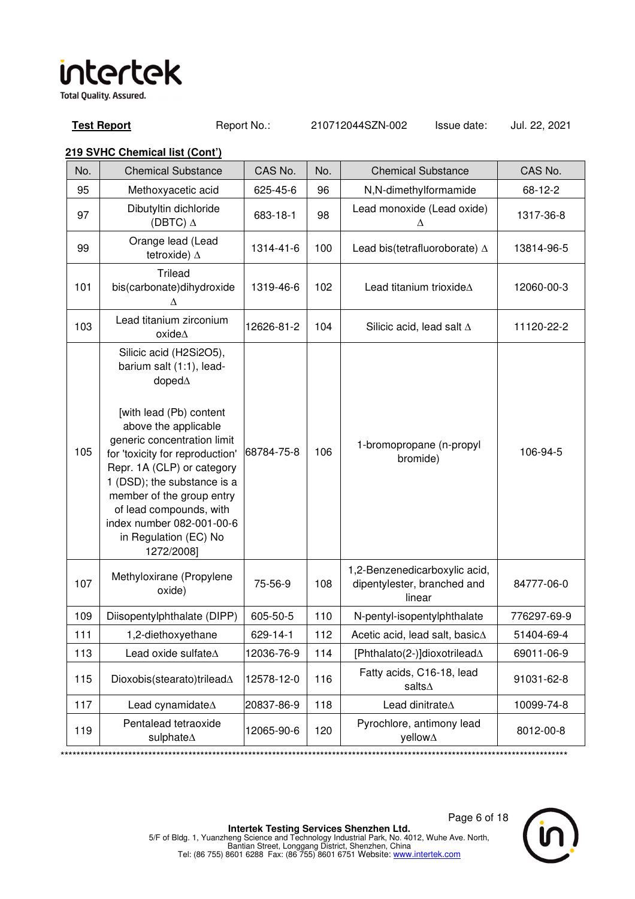**Test Report** Report No.: 210712044SZN-002 Issue date: Jul. 22, 2021

**219 SVHC Chemical list (Cont')**

| No. | Chemical Substance | CAS No. | No. | Chemical Substance | CAS No. |
|---|---|---|---|---|---|
| 95 | Methoxyacetic acid | 625-45-6 | 96 | N,N-dimethylformamide | 68-12-2 |
| 97 | Dibutyltin dichloride (DBTC) ∆ | 683-18-1 | 98 | Lead monoxide (Lead oxide) ∆ | 1317-36-8 |
| 99 | Orange lead (Lead tetroxide) ∆ | 1314-41-6 | 100 | Lead bis(tetrafluoroborate) ∆ | 13814-96-5 |
| 101 | Trilead bis(carbonate)dihydroxide ∆ | 1319-46-6 | 102 | Lead titanium trioxide∆ | 12060-00-3 |
| 103 | Lead titanium zirconium oxide∆ | 12626-81-2 | 104 | Silicic acid, lead salt ∆ | 11120-22-2 |
| 105 | Silicic acid (H2Si2O5), barium salt (1:1), lead-doped∆ [with lead (Pb) content above the applicable generic concentration limit for 'toxicity for reproduction' Repr. 1A (CLP) or category 1 (DSD); the substance is a member of the group entry of lead compounds, with index number 082-001-00-6 in Regulation (EC) No 1272/2008] | 68784-75-8 | 106 | 1-bromopropane (n-propyl bromide) | 106-94-5 |
| 107 | Methyloxirane (Propylene oxide) | 75-56-9 | 108 | 1,2-Benzenedicarboxylic acid, dipentylester, branched and linear | 84777-06-0 |
| 109 | Diisopentylphthalate (DIPP) | 605-50-5 | 110 | N-pentyl-isopentylphthalate | 776297-69-9 |
| 111 | 1,2-diethoxyethane | 629-14-1 | 112 | Acetic acid, lead salt, basic∆ | 51404-69-4 |
| 113 | Lead oxide sulfate∆ | 12036-76-9 | 114 | [Phthalato(2-)]dioxotrilead∆ | 69011-06-9 |
| 115 | Dioxobis(stearato)trilead∆ | 12578-12-0 | 116 | Fatty acids, C16-18, lead salts∆ | 91031-62-8 |
| 117 | Lead cyanamidate∆ | 20837-86-9 | 118 | Lead dinitrate∆ | 10099-74-8 |
| 119 | Pentalead tetraoxide sulphate∆ | 12065-90-6 | 120 | Pyrochlore, antimony lead yellow∆ | 8012-00-8 |

**Intertek Testing Services Shenzhen Ltd.**
5/F of Bldg. 1, Yuanzheng Science and Technology Industrial Park, No. 4012, Wuhe Ave. North, Bantian Street, Longgang District, Shenzhen, China
Tel: (86 755) 8601 6288 Fax: (86 755) 8601 6751 Website: www.intertek.com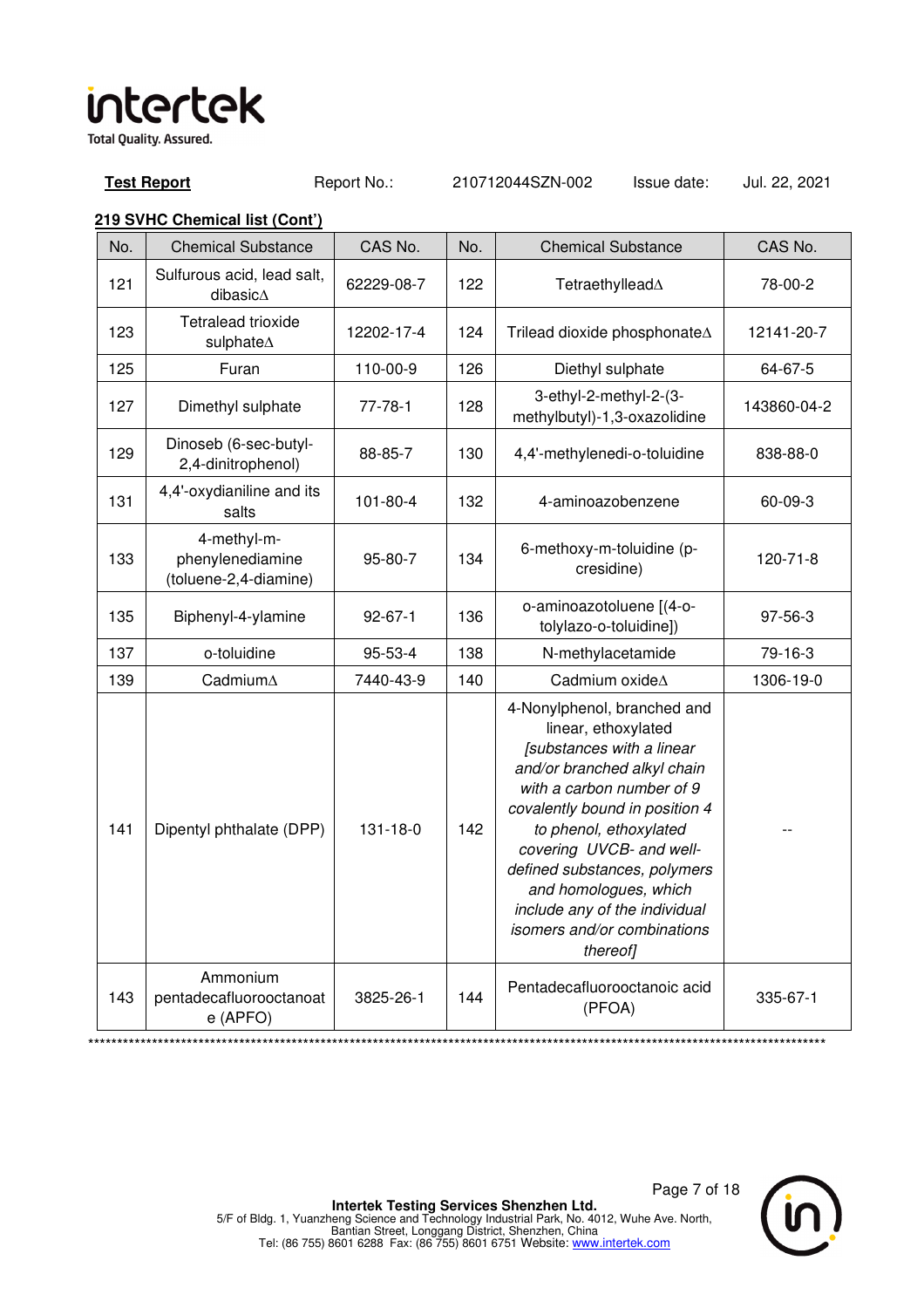**Test Report** Report No.: 210712044SZN-002 Issue date: Jul. 22, 2021

**219 SVHC Chemical list (Cont')**

| No. | Chemical Substance | CAS No. | No. | Chemical Substance | CAS No. |
|---|---|---|---|---|---|
| 121 | Sulfurous acid, lead salt, dibasic∆ | 62229-08-7 | 122 | Tetraethyllead∆ | 78-00-2 |
| 123 | Tetralead trioxide sulphate∆ | 12202-17-4 | 124 | Trilead dioxide phosphonate∆ | 12141-20-7 |
| 125 | Furan | 110-00-9 | 126 | Diethyl sulphate | 64-67-5 |
| 127 | Dimethyl sulphate | 77-78-1 | 128 | 3-ethyl-2-methyl-2-(3-methylbutyl)-1,3-oxazolidine | 143860-04-2 |
| 129 | Dinoseb (6-sec-butyl-2,4-dinitrophenol) | 88-85-7 | 130 | 4,4'-methylenedi-o-toluidine | 838-88-0 |
| 131 | 4,4'-oxydianiline and its salts | 101-80-4 | 132 | 4-aminoazobenzene | 60-09-3 |
| 133 | 4-methyl-m-phenylenediamine (toluene-2,4-diamine) | 95-80-7 | 134 | 6-methoxy-m-toluidine (p-cresidine) | 120-71-8 |
| 135 | Biphenyl-4-ylamine | 92-67-1 | 136 | o-aminoazotoluene [(4-o-tolylazo-o-toluidine]) | 97-56-3 |
| 137 | o-toluidine | 95-53-4 | 138 | N-methylacetamide | 79-16-3 |
| 139 | Cadmium∆ | 7440-43-9 | 140 | Cadmium oxide∆ | 1306-19-0 |
| 141 | Dipentyl phthalate (DPP) | 131-18-0 | 142 | 4-Nonylphenol, branched and linear, ethoxylated *[substances with a linear and/or branched alkyl chain with a carbon number of 9 covalently bound in position 4 to phenol, ethoxylated covering UVCB- and well-defined substances, polymers and homologues, which include any of the individual isomers and/or combinations thereof]* | -- |
| 143 | Ammonium pentadecafluorooctanoate (APFO) | 3825-26-1 | 144 | Pentadecafluorooctanoic acid (PFOA) | 335-67-1 |

**********************************************************************************************************************

**Intertek Testing Services Shenzhen Ltd.**
5/F of Bldg. 1, Yuanzheng Science and Technology Industrial Park, No. 4012, Wuhe Ave. North, Bantian Street, Longgang District, Shenzhen, China
Tel: (86 755) 8601 6288 Fax: (86 755) 8601 6751 Website: www.intertek.com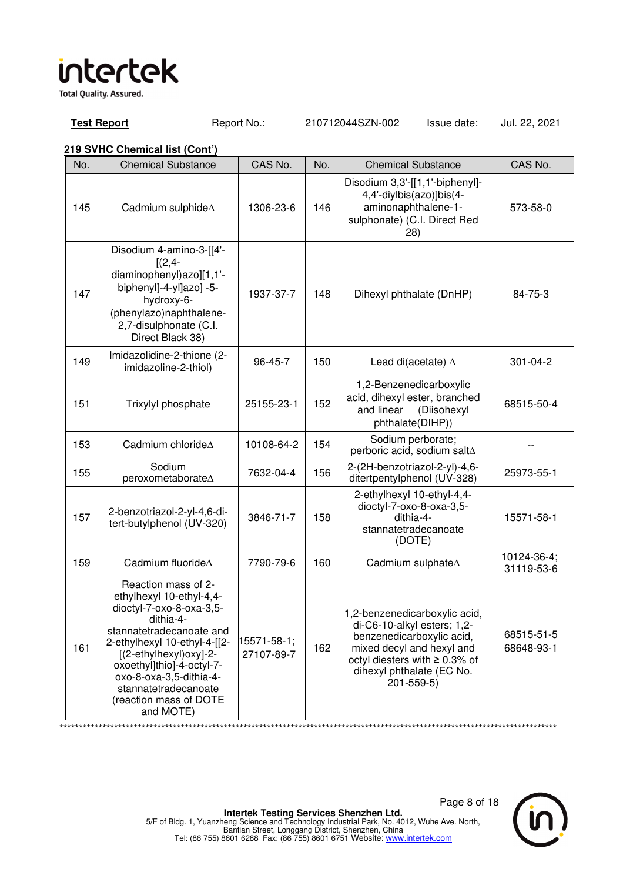**Test Report** Report No.: 210712044SZN-002 Issue date: Jul. 22, 2021

**219 SVHC Chemical list (Cont')**

| No. | Chemical Substance | CAS No. | No. | Chemical Substance | CAS No. |
|---|---|---|---|---|---|
| 145 | Cadmium sulphide∆ | 1306-23-6 | 146 | Disodium 3,3'-[[1,1'-biphenyl]-4,4'-diylbis(azo)]bis(4-aminonaphthalene-1-sulphonate) (C.I. Direct Red 28) | 573-58-0 |
| 147 | Disodium 4-amino-3-[[4'-[(2,4-diaminophenyl)azo][1,1'-biphenyl]-4-yl]azo] -5-hydroxy-6-(phenylazo)naphthalene-2,7-disulphonate (C.I. Direct Black 38) | 1937-37-7 | 148 | Dihexyl phthalate (DnHP) | 84-75-3 |
| 149 | Imidazolidine-2-thione (2-imidazoline-2-thiol) | 96-45-7 | 150 | Lead di(acetate) ∆ | 301-04-2 |
| 151 | Trixylyl phosphate | 25155-23-1 | 152 | 1,2-Benzenedicarboxylic acid, dihexyl ester, branched and linear (Diisohexyl phthalate(DIHP)) | 68515-50-4 |
| 153 | Cadmium chloride∆ | 10108-64-2 | 154 | Sodium perborate; perboric acid, sodium salt∆ | -- |
| 155 | Sodium peroxometaborate∆ | 7632-04-4 | 156 | 2-(2H-benzotriazol-2-yl)-4,6-ditertpentylphenol (UV-328) | 25973-55-1 |
| 157 | 2-benzotriazol-2-yl-4,6-di-tert-butylphenol (UV-320) | 3846-71-7 | 158 | 2-ethylhexyl 10-ethyl-4,4-dioctyl-7-oxo-8-oxa-3,5-dithia-4-stannatetradecanoate (DOTE) | 15571-58-1 |
| 159 | Cadmium fluoride∆ | 7790-79-6 | 160 | Cadmium sulphate∆ | 10124-36-4; 31119-53-6 |
| 161 | Reaction mass of 2-ethylhexyl 10-ethyl-4,4-dioctyl-7-oxo-8-oxa-3,5-dithia-4-stannatetradecanoate and 2-ethylhexyl 10-ethyl-4-[[2-[(2-ethylhexyl)oxy]-2-oxoethyl]thio]-4-octyl-7-oxo-8-oxa-3,5-dithia-4-stannatetradecanoate (reaction mass of DOTE and MOTE) | 15571-58-1; 27107-89-7 | 162 | 1,2-benzenedicarboxylic acid, di-C6-10-alkyl esters; 1,2-benzenedicarboxylic acid, mixed decyl and hexyl and octyl diesters with ≥ 0.3% of dihexyl phthalate (EC No. 201-559-5) | 68515-51-5 68648-93-1 |

*******************************************************************************************************************

**Intertek Testing Services Shenzhen Ltd.**
5/F of Bldg. 1, Yuanzheng Science and Technology Industrial Park, No. 4012, Wuhe Ave. North, Bantian Street, Longgang District, Shenzhen, China
Tel: (86 755) 8601 6288 Fax: (86 755) 8601 6751 Website: www.intertek.com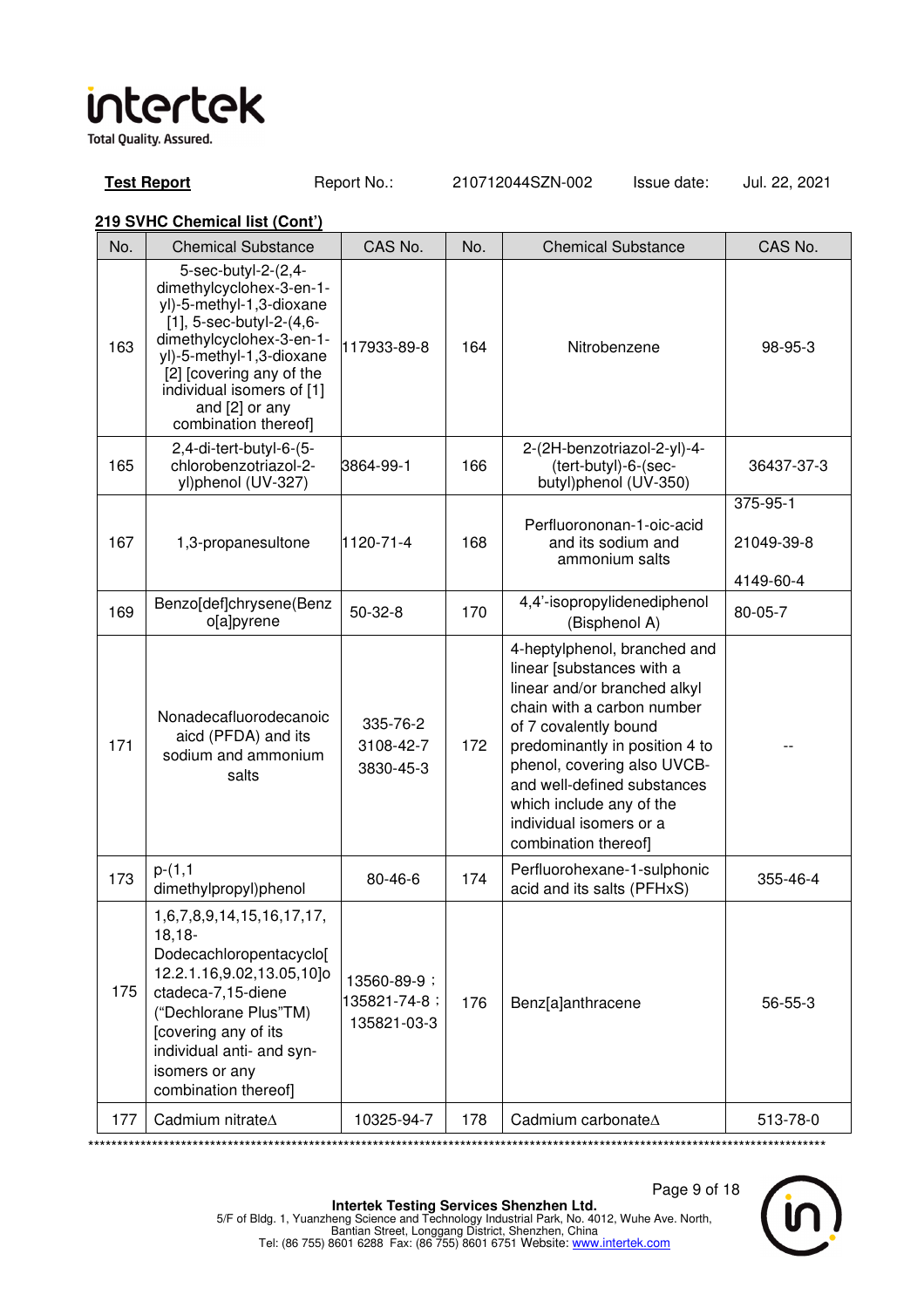**Test Report** Report No.: 210712044SZN-002 Issue date: Jul. 22, 2021

**219 SVHC Chemical list (Cont')**

| No. | Chemical Substance | CAS No. | No. | Chemical Substance | CAS No. |
|---|---|---|---|---|---|
| 163 | 5-sec-butyl-2-(2,4-dimethylcyclohex-3-en-1-yl)-5-methyl-1,3-dioxane [1], 5-sec-butyl-2-(4,6-dimethylcyclohex-3-en-1-yl)-5-methyl-1,3-dioxane [2] [covering any of the individual isomers of [1] and [2] or any combination thereof] | 117933-89-8 | 164 | Nitrobenzene | 98-95-3 |
| 165 | 2,4-di-tert-butyl-6-(5-chlorobenzotriazol-2-yl)phenol (UV-327) | 3864-99-1 | 166 | 2-(2H-benzotriazol-2-yl)-4-(tert-butyl)-6-(sec-butyl)phenol (UV-350) | 36437-37-3 |
| 167 | 1,3-propanesultone | 1120-71-4 | 168 | Perfluorononan-1-oic-acid and its sodium and ammonium salts | 375-95-1<br>21049-39-8<br>4149-60-4 |
| 169 | Benzo[def]chrysene(Benzo[a]pyrene | 50-32-8 | 170 | 4,4'-isopropylidenediphenol (Bisphenol A) | 80-05-7 |
| 171 | Nonadecafluorodecanoic aicd (PFDA) and its sodium and ammonium salts | 335-76-2<br>3108-42-7<br>3830-45-3 | 172 | 4-heptylphenol, branched and linear [substances with a linear and/or branched alkyl chain with a carbon number of 7 covalently bound predominantly in position 4 to phenol, covering also UVCB- and well-defined substances which include any of the individual isomers or a combination thereof] | -- |
| 173 | p-(1,1 dimethylpropyl)phenol | 80-46-6 | 174 | Perfluorohexane-1-sulphonic acid and its salts (PFHxS) | 355-46-4 |
| 175 | 1,6,7,8,9,14,15,16,17,17,18,18-Dodecachloropentacyclo[12.2.1.16,9.02,13.05,10]octadeca-7,15-diene ("Dechlorane Plus"TM) [covering any of its individual anti- and syn-isomers or any combination thereof] | 13560-89-9；<br>135821-74-8；<br>135821-03-3 | 176 | Benz[a]anthracene | 56-55-3 |
| 177 | Cadmium nitrate∆ | 10325-94-7 | 178 | Cadmium carbonate∆ | 513-78-0 |

**Intertek Testing Services Shenzhen Ltd.**
5/F of Bldg. 1, Yuanzheng Science and Technology Industrial Park, No. 4012, Wuhe Ave. North, Bantian Street, Longgang District, Shenzhen, China
Tel: (86 755) 8601 6288 Fax: (86 755) 8601 6751 Website: www.intertek.com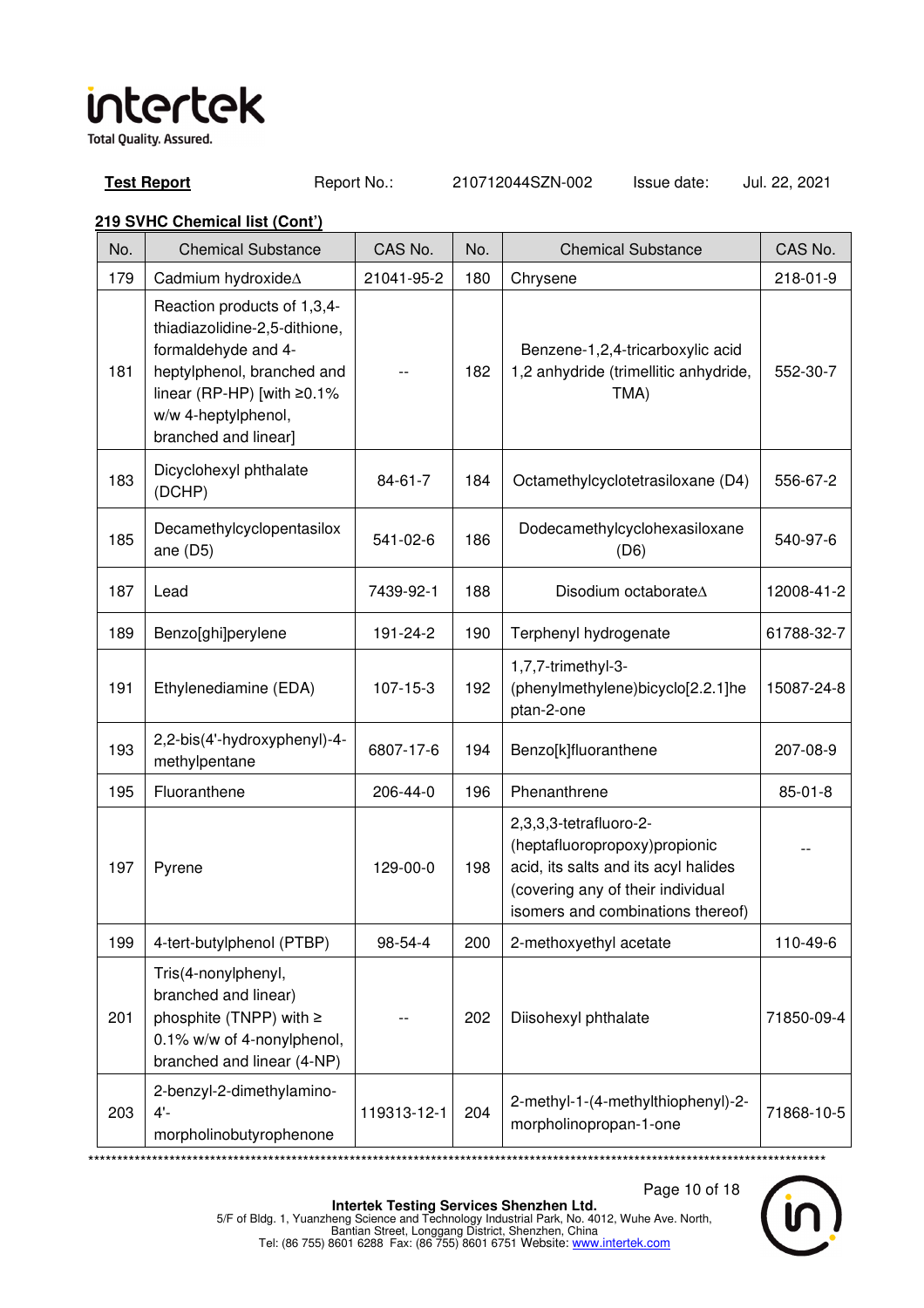**Test Report** Report No.: 210712044SZN-002 Issue date: Jul. 22, 2021

**219 SVHC Chemical list (Cont')**

| No. | Chemical Substance | CAS No. | No. | Chemical Substance | CAS No. |
|---|---|---|---|---|---|
| 179 | Cadmium hydroxide∆ | 21041-95-2 | 180 | Chrysene | 218-01-9 |
| 181 | Reaction products of 1,3,4-thiadiazolidine-2,5-dithione, formaldehyde and 4-heptylphenol, branched and linear (RP-HP) [with ≥0.1% w/w 4-heptylphenol, branched and linear] | -- | 182 | Benzene-1,2,4-tricarboxylic acid 1,2 anhydride (trimellitic anhydride, TMA) | 552-30-7 |
| 183 | Dicyclohexyl phthalate (DCHP) | 84-61-7 | 184 | Octamethylcyclotetrasiloxane (D4) | 556-67-2 |
| 185 | Decamethylcyclopentasiloxane (D5) | 541-02-6 | 186 | Dodecamethylcyclohexasiloxane (D6) | 540-97-6 |
| 187 | Lead | 7439-92-1 | 188 | Disodium octaborate∆ | 12008-41-2 |
| 189 | Benzo[ghi]perylene | 191-24-2 | 190 | Terphenyl hydrogenate | 61788-32-7 |
| 191 | Ethylenediamine (EDA) | 107-15-3 | 192 | 1,7,7-trimethyl-3-(phenylmethylene)bicyclo[2.2.1]heptan-2-one | 15087-24-8 |
| 193 | 2,2-bis(4'-hydroxyphenyl)-4-methylpentane | 6807-17-6 | 194 | Benzo[k]fluoranthene | 207-08-9 |
| 195 | Fluoranthene | 206-44-0 | 196 | Phenanthrene | 85-01-8 |
| 197 | Pyrene | 129-00-0 | 198 | 2,3,3,3-tetrafluoro-2-(heptafluoropropoxy)propionic acid, its salts and its acyl halides (covering any of their individual isomers and combinations thereof) | -- |
| 199 | 4-tert-butylphenol (PTBP) | 98-54-4 | 200 | 2-methoxyethyl acetate | 110-49-6 |
| 201 | Tris(4-nonylphenyl, branched and linear) phosphite (TNPP) with ≥ 0.1% w/w of 4-nonylphenol, branched and linear (4-NP) | -- | 202 | Diisohexyl phthalate | 71850-09-4 |
| 203 | 2-benzyl-2-dimethylamino-4'-morpholinobutyrophenone | 119313-12-1 | 204 | 2-methyl-1-(4-methylthiophenyl)-2-morpholinopropan-1-one | 71868-10-5 |

**Intertek Testing Services Shenzhen Ltd.**
5/F of Bldg. 1, Yuanzheng Science and Technology Industrial Park, No. 4012, Wuhe Ave. North, Bantian Street, Longgang District, Shenzhen, China
Tel: (86 755) 8601 6288 Fax: (86 755) 8601 6751 Website: www.intertek.com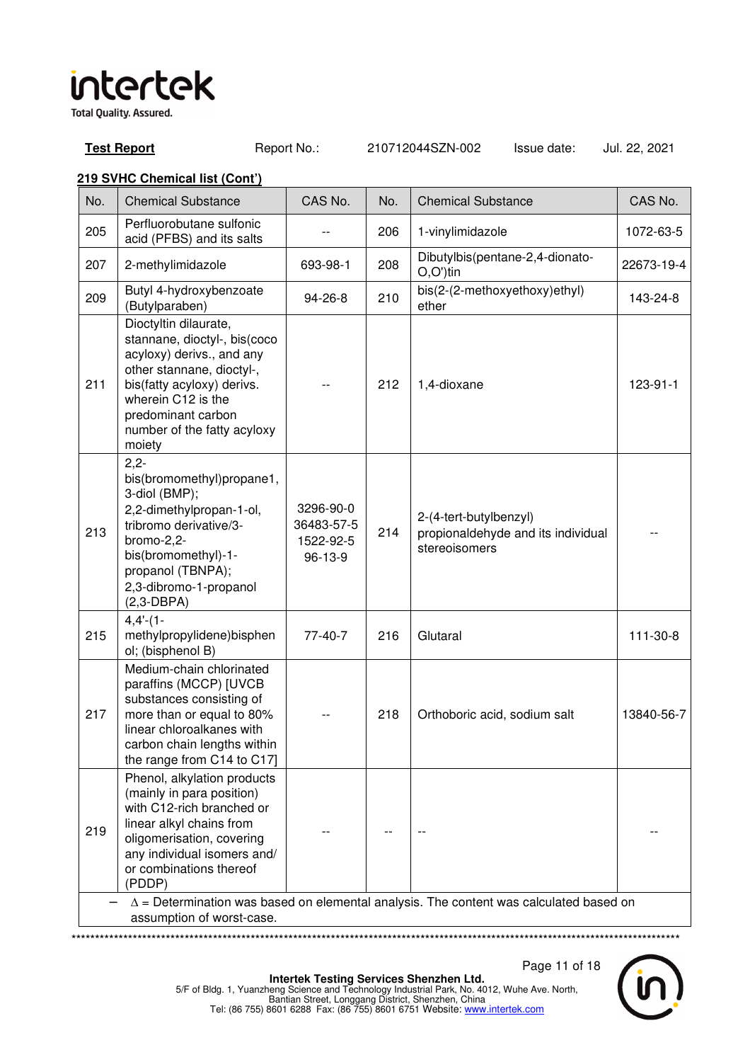**Test Report** Report No.: 210712044SZN-002 Issue date: Jul. 22, 2021

**219 SVHC Chemical list (Cont')**

| No. | Chemical Substance | CAS No. | No. | Chemical Substance | CAS No. |
|---|---|---|---|---|---|
| 205 | Perfluorobutane sulfonic acid (PFBS) and its salts | -- | 206 | 1-vinylimidazole | 1072-63-5 |
| 207 | 2-methylimidazole | 693-98-1 | 208 | Dibutylbis(pentane-2,4-dionato-O,O')tin | 22673-19-4 |
| 209 | Butyl 4-hydroxybenzoate (Butylparaben) | 94-26-8 | 210 | bis(2-(2-methoxyethoxy)ethyl) ether | 143-24-8 |
| 211 | Dioctyltin dilaurate, stannane, dioctyl-, bis(coco acyloxy) derivs., and any other stannane, dioctyl-, bis(fatty acyloxy) derivs. wherein C12 is the predominant carbon number of the fatty acyloxy moiety | -- | 212 | 1,4-dioxane | 123-91-1 |
| 213 | 2,2-bis(bromomethyl)propane1, 3-diol (BMP); 2,2-dimethylpropan-1-ol, tribromo derivative/3-bromo-2,2-bis(bromomethyl)-1-propanol (TBNPA); 2,3-dibromo-1-propanol (2,3-DBPA) | 3296-90-0<br>36483-57-5<br>1522-92-5<br>96-13-9 | 214 | 2-(4-tert-butylbenzyl) propionaldehyde and its individual stereoisomers | -- |
| 215 | 4,4'-(1-methylpropylidene)bisphenol; (bisphenol B) | 77-40-7 | 216 | Glutaral | 111-30-8 |
| 217 | Medium-chain chlorinated paraffins (MCCP) [UVCB substances consisting of more than or equal to 80% linear chloroalkanes with carbon chain lengths within the range from C14 to C17] | -- | 218 | Orthoboric acid, sodium salt | 13840-56-7 |
| 219 | Phenol, alkylation products (mainly in para position) with C12-rich branched or linear alkyl chains from oligomerisation, covering any individual isomers and/ or combinations thereof (PDDP) | -- | -- | -- | -- |

– Δ = Determination was based on elemental analysis. The content was calculated based on assumption of worst-case.

Intertek Testing Services Shenzhen Ltd.
5/F of Bldg. 1, Yuanzheng Science and Technology Industrial Park, No. 4012, Wuhe Ave. North, Bantian Street, Longgang District, Shenzhen, China
Tel: (86 755) 8601 6288 Fax: (86 755) 8601 6751 Website: www.intertek.com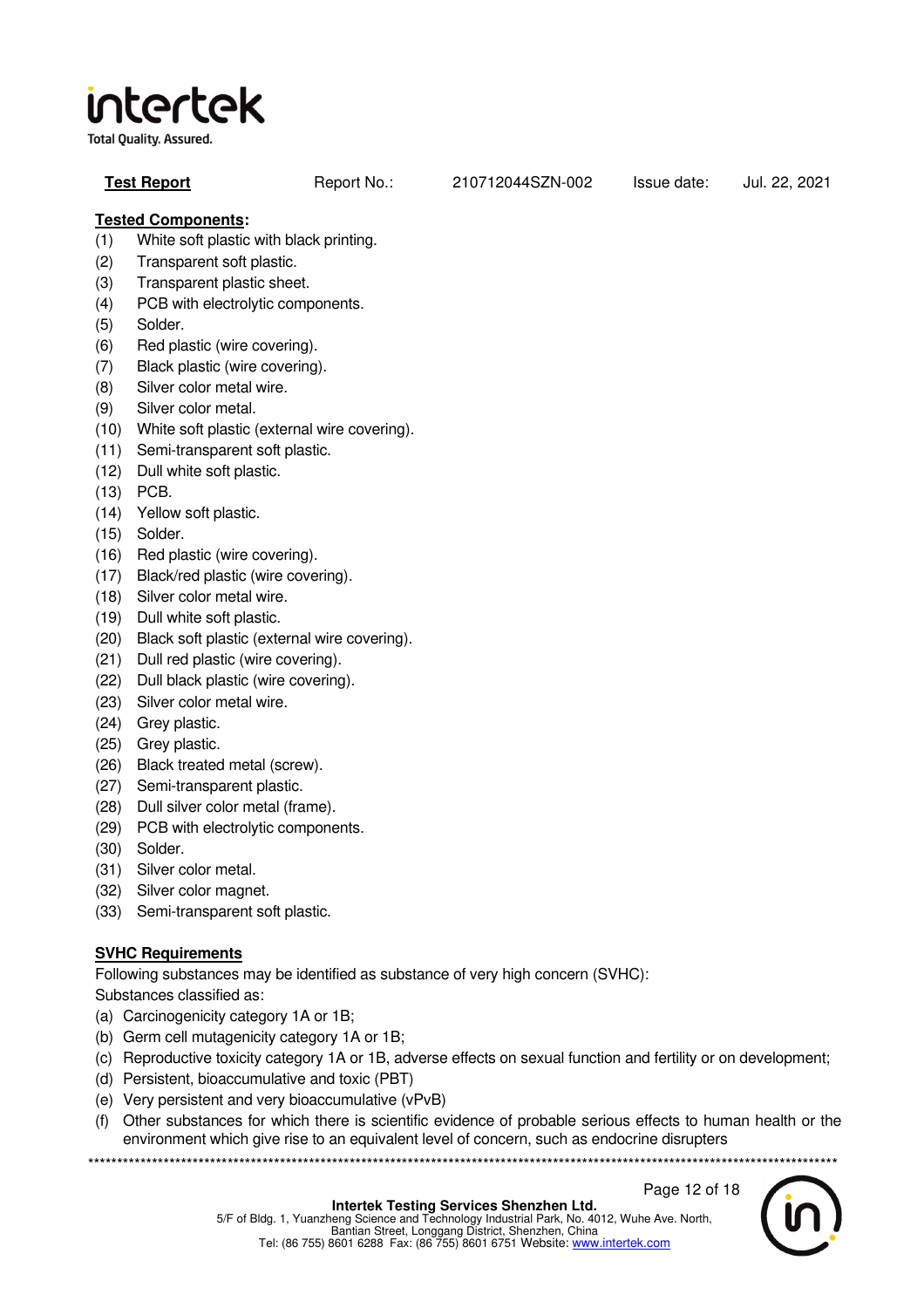**Test Report** Report No.: 210712044SZN-002 Issue date: Jul. 22, 2021

**Tested Components:**

(1) White soft plastic with black printing.
(2) Transparent soft plastic.
(3) Transparent plastic sheet.
(4) PCB with electrolytic components.
(5) Solder.
(6) Red plastic (wire covering).
(7) Black plastic (wire covering).
(8) Silver color metal wire.
(9) Silver color metal.
(10) White soft plastic (external wire covering).
(11) Semi-transparent soft plastic.
(12) Dull white soft plastic.
(13) PCB.
(14) Yellow soft plastic.
(15) Solder.
(16) Red plastic (wire covering).
(17) Black/red plastic (wire covering).
(18) Silver color metal wire.
(19) Dull white soft plastic.
(20) Black soft plastic (external wire covering).
(21) Dull red plastic (wire covering).
(22) Dull black plastic (wire covering).
(23) Silver color metal wire.
(24) Grey plastic.
(25) Grey plastic.
(26) Black treated metal (screw).
(27) Semi-transparent plastic.
(28) Dull silver color metal (frame).
(29) PCB with electrolytic components.
(30) Solder.
(31) Silver color metal.
(32) Silver color magnet.
(33) Semi-transparent soft plastic.

**SVHC Requirements**

Following substances may be identified as substance of very high concern (SVHC):
Substances classified as:

(a) Carcinogenicity category 1A or 1B;
(b) Germ cell mutagenicity category 1A or 1B;
(c) Reproductive toxicity category 1A or 1B, adverse effects on sexual function and fertility or on development;
(d) Persistent, bioaccumulative and toxic (PBT)
(e) Very persistent and very bioaccumulative (vPvB)
(f) Other substances for which there is scientific evidence of probable serious effects to human health or the environment which give rise to an equivalent level of concern, such as endocrine disrupters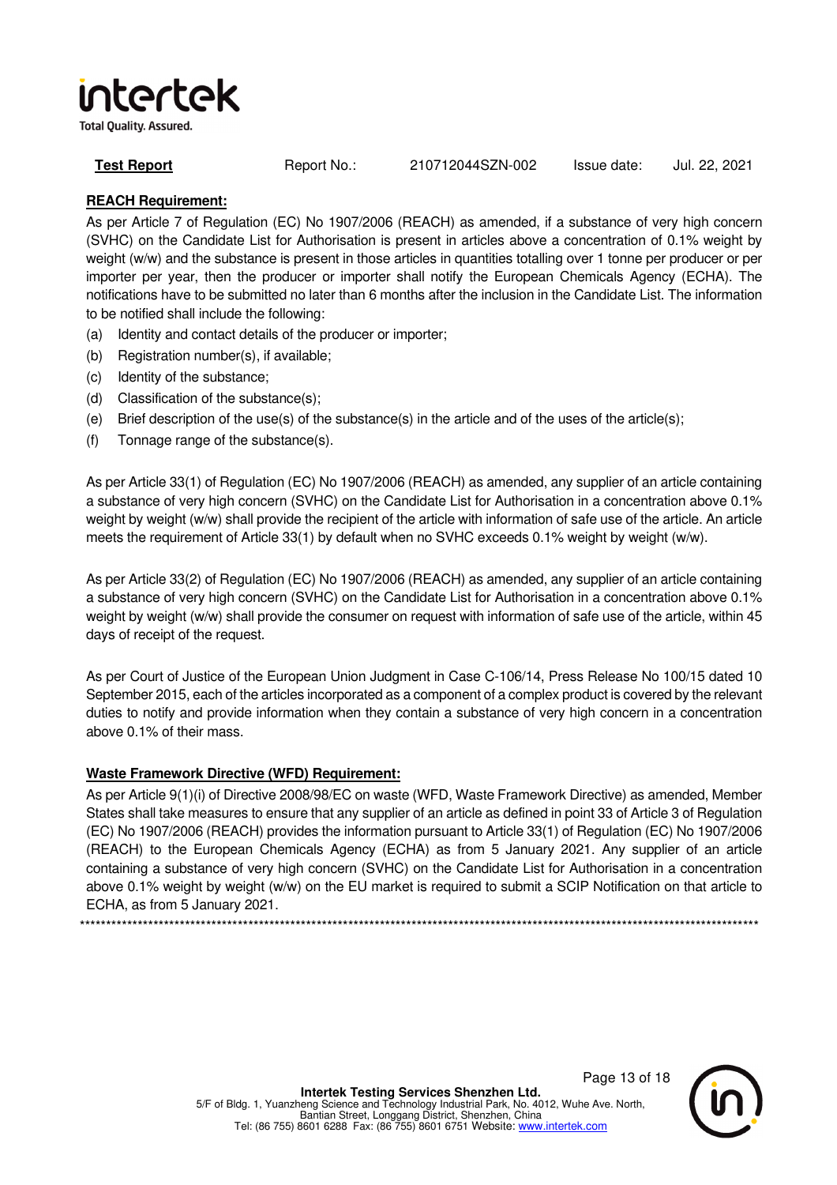**Test Report** Report No.: 210712044SZN-002 Issue date: Jul. 22, 2021

**REACH Requirement:**

As per Article 7 of Regulation (EC) No 1907/2006 (REACH) as amended, if a substance of very high concern (SVHC) on the Candidate List for Authorisation is present in articles above a concentration of 0.1% weight by weight (w/w) and the substance is present in those articles in quantities totalling over 1 tonne per producer or per importer per year, then the producer or importer shall notify the European Chemicals Agency (ECHA). The notifications have to be submitted no later than 6 months after the inclusion in the Candidate List. The information to be notified shall include the following:

(a) Identity and contact details of the producer or importer;
(b) Registration number(s), if available;
(c) Identity of the substance;
(d) Classification of the substance(s);
(e) Brief description of the use(s) of the substance(s) in the article and of the uses of the article(s);
(f) Tonnage range of the substance(s).

As per Article 33(1) of Regulation (EC) No 1907/2006 (REACH) as amended, any supplier of an article containing a substance of very high concern (SVHC) on the Candidate List for Authorisation in a concentration above 0.1% weight by weight (w/w) shall provide the recipient of the article with information of safe use of the article. An article meets the requirement of Article 33(1) by default when no SVHC exceeds 0.1% weight by weight (w/w).

As per Article 33(2) of Regulation (EC) No 1907/2006 (REACH) as amended, any supplier of an article containing a substance of very high concern (SVHC) on the Candidate List for Authorisation in a concentration above 0.1% weight by weight (w/w) shall provide the consumer on request with information of safe use of the article, within 45 days of receipt of the request.

As per Court of Justice of the European Union Judgment in Case C-106/14, Press Release No 100/15 dated 10 September 2015, each of the articles incorporated as a component of a complex product is covered by the relevant duties to notify and provide information when they contain a substance of very high concern in a concentration above 0.1% of their mass.

**Waste Framework Directive (WFD) Requirement:**

As per Article 9(1)(i) of Directive 2008/98/EC on waste (WFD, Waste Framework Directive) as amended, Member States shall take measures to ensure that any supplier of an article as defined in point 33 of Article 3 of Regulation (EC) No 1907/2006 (REACH) provides the information pursuant to Article 33(1) of Regulation (EC) No 1907/2006 (REACH) to the European Chemicals Agency (ECHA) as from 5 January 2021. Any supplier of an article containing a substance of very high concern (SVHC) on the Candidate List for Authorisation in a concentration above 0.1% weight by weight (w/w) on the EU market is required to submit a SCIP Notification on that article to ECHA, as from 5 January 2021.

******************************************************************************************************************************

**Intertek Testing Services Shenzhen Ltd.**
5/F of Bldg. 1, Yuanzheng Science and Technology Industrial Park, No. 4012, Wuhe Ave. North, Bantian Street, Longgang District, Shenzhen, China
Tel: (86 755) 8601 6288 Fax: (86 755) 8601 6751 Website: www.intertek.com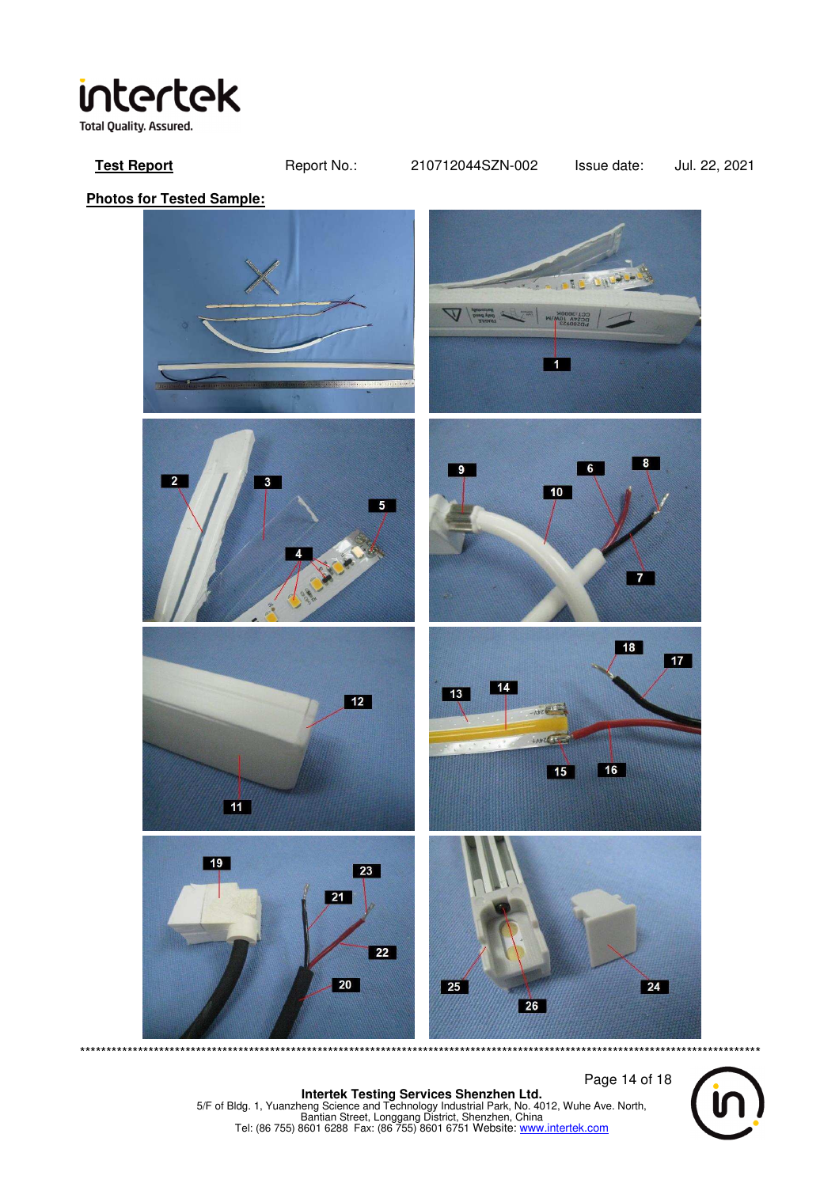**Test Report** Report No.: 210712044SZN-002 Issue date: Jul. 22, 2021

**Photos for Tested Sample:**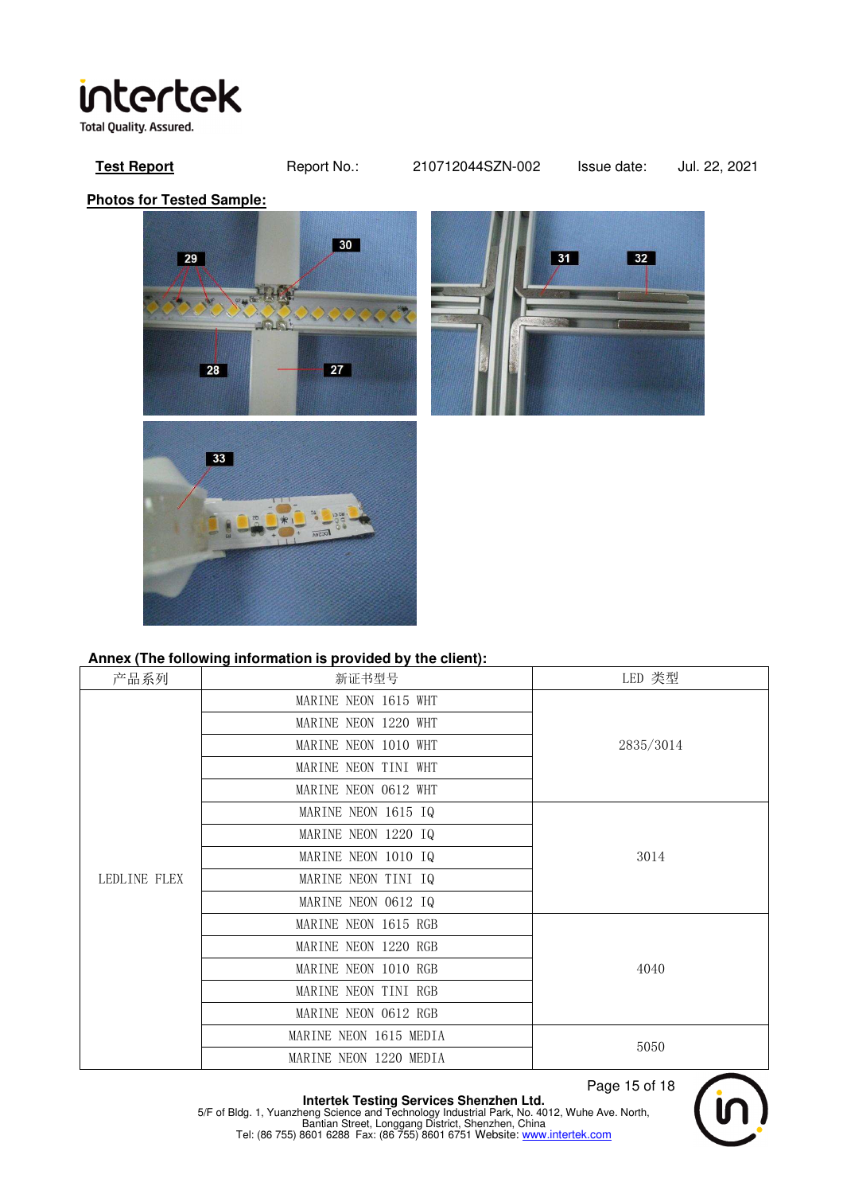**Test Report** Report No.: 210712044SZN-002 Issue date: Jul. 22, 2021

**Photos for Tested Sample:**

**Annex (The following information is provided by the client):**

| 产品系列 | 新证书型号 | LED 类型 |
|---|---|---|
| LEDLINE FLEX | MARINE NEON 1615 WHT | 2835/3014 |
| | MARINE NEON 1220 WHT | |
| | MARINE NEON 1010 WHT | |
| | MARINE NEON TINI WHT | |
| | MARINE NEON 0612 WHT | |
| | MARINE NEON 1615 IQ | 3014 |
| | MARINE NEON 1220 IQ | |
| | MARINE NEON 1010 IQ | |
| | MARINE NEON TINI IQ | |
| | MARINE NEON 0612 IQ | |
| | MARINE NEON 1615 RGB | 4040 |
| | MARINE NEON 1220 RGB | |
| | MARINE NEON 1010 RGB | |
| | MARINE NEON TINI RGB | |
| | MARINE NEON 0612 RGB | |
| | MARINE NEON 1615 MEDIA | 5050 |
| | MARINE NEON 1220 MEDIA | |

**Intertek Testing Services Shenzhen Ltd.**
5/F of Bldg. 1, Yuanzheng Science and Technology Industrial Park, No. 4012, Wuhe Ave. North, Bantian Street, Longgang District, Shenzhen, China
Tel: (86 755) 8601 6288 Fax: (86 755) 8601 6751 Website: www.intertek.com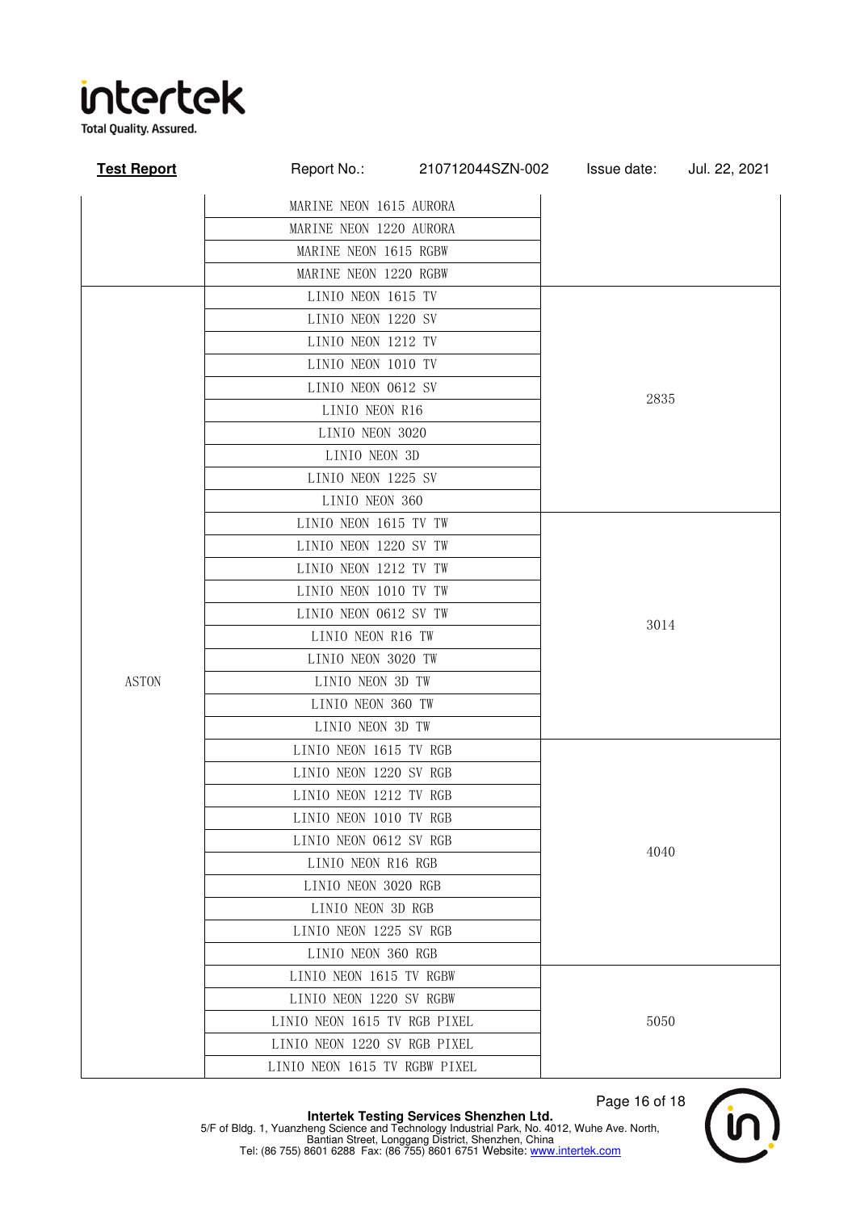| | | |
|---|---|---|
| | MARINE NEON 1615 AURORA | |
| | MARINE NEON 1220 AURORA | |
| | MARINE NEON 1615 RGBW | |
| | MARINE NEON 1220 RGBW | |
| ASTON | LINIO NEON 1615 TV | 2835 |
| | LINIO NEON 1220 SV | |
| | LINIO NEON 1212 TV | |
| | LINIO NEON 1010 TV | |
| | LINIO NEON 0612 SV | |
| | LINIO NEON R16 | |
| | LINIO NEON 3020 | |
| | LINIO NEON 3D | |
| | LINIO NEON 1225 SV | |
| | LINIO NEON 360 | |
| | LINIO NEON 1615 TV TW | 3014 |
| | LINIO NEON 1220 SV TW | |
| | LINIO NEON 1212 TV TW | |
| | LINIO NEON 1010 TV TW | |
| | LINIO NEON 0612 SV TW | |
| | LINIO NEON R16 TW | |
| | LINIO NEON 3020 TW | |
| | LINIO NEON 3D TW | |
| | LINIO NEON 360 TW | |
| | LINIO NEON 3D TW | |
| | LINIO NEON 1615 TV RGB | 4040 |
| | LINIO NEON 1220 SV RGB | |
| | LINIO NEON 1212 TV RGB | |
| | LINIO NEON 1010 TV RGB | |
| | LINIO NEON 0612 SV RGB | |
| | LINIO NEON R16 RGB | |
| | LINIO NEON 3020 RGB | |
| | LINIO NEON 3D RGB | |
| | LINIO NEON 1225 SV RGB | |
| | LINIO NEON 360 RGB | |
| | LINIO NEON 1615 TV RGBW | 5050 |
| | LINIO NEON 1220 SV RGBW | |
| | LINIO NEON 1615 TV RGB PIXEL | |
| | LINIO NEON 1220 SV RGB PIXEL | |
| | LINIO NEON 1615 TV RGBW PIXEL | |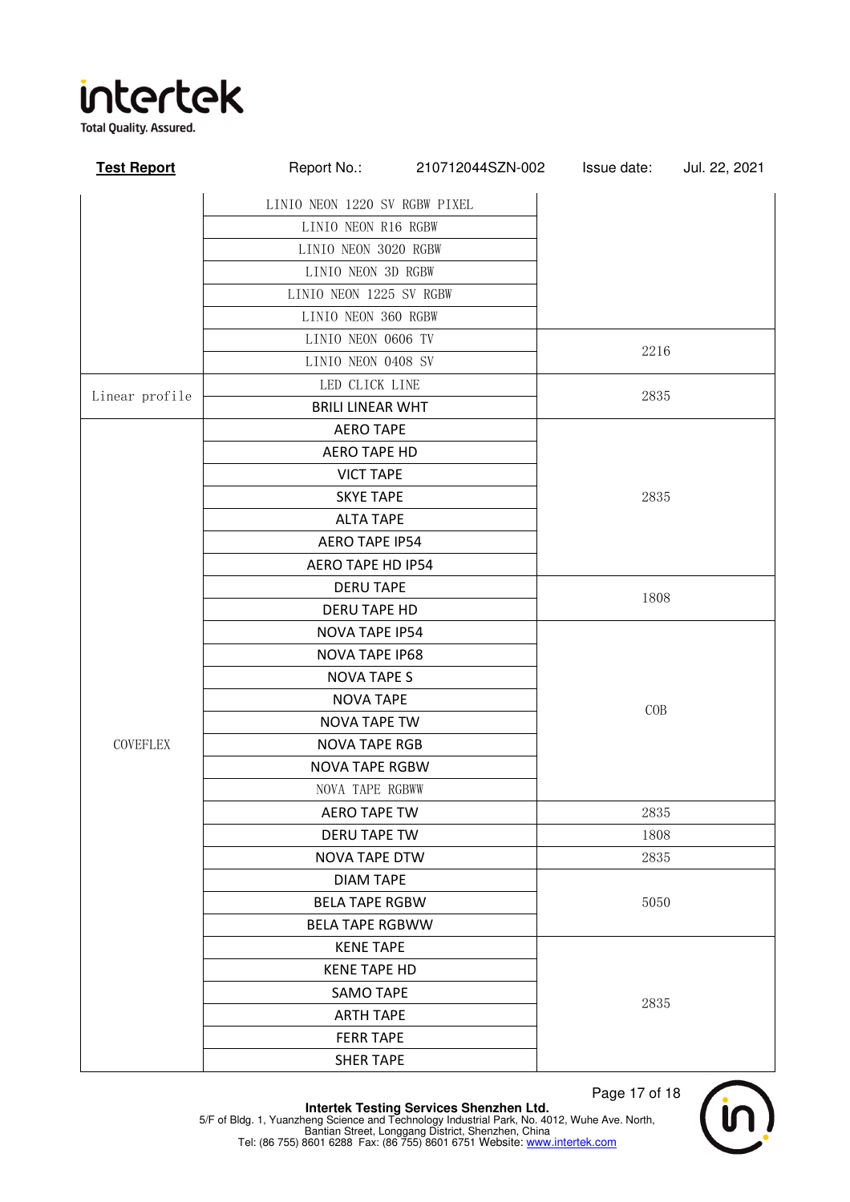| | | |
|---|---|---|
| | LINIO NEON 1220 SV RGBW PIXEL | |
| | LINIO NEON R16 RGBW | |
| | LINIO NEON 3020 RGBW | |
| | LINIO NEON 3D RGBW | |
| | LINIO NEON 1225 SV RGBW | |
| | LINIO NEON 360 RGBW | |
| | LINIO NEON 0606 TV | 2216 |
| | LINIO NEON 0408 SV | |
| Linear profile | LED CLICK LINE | 2835 |
| | BRILI LINEAR WHT | |
| COVEFLEX | AERO TAPE | 2835 |
| | AERO TAPE HD | |
| | VICT TAPE | |
| | SKYE TAPE | |
| | ALTA TAPE | |
| | AERO TAPE IP54 | |
| | AERO TAPE HD IP54 | |
| | DERU TAPE | 1808 |
| | DERU TAPE HD | |
| | NOVA TAPE IP54 | COB |
| | NOVA TAPE IP68 | |
| | NOVA TAPE S | |
| | NOVA TAPE | |
| | NOVA TAPE TW | |
| | NOVA TAPE RGB | |
| | NOVA TAPE RGBW | |
| | NOVA TAPE RGBWW | |
| | AERO TAPE TW | 2835 |
| | DERU TAPE TW | 1808 |
| | NOVA TAPE DTW | 2835 |
| | DIAM TAPE | 5050 |
| | BELA TAPE RGBW | |
| | BELA TAPE RGBWW | |
| | KENE TAPE | 2835 |
| | KENE TAPE HD | |
| | SAMO TAPE | |
| | ARTH TAPE | |
| | FERR TAPE | |
| | SHER TAPE | |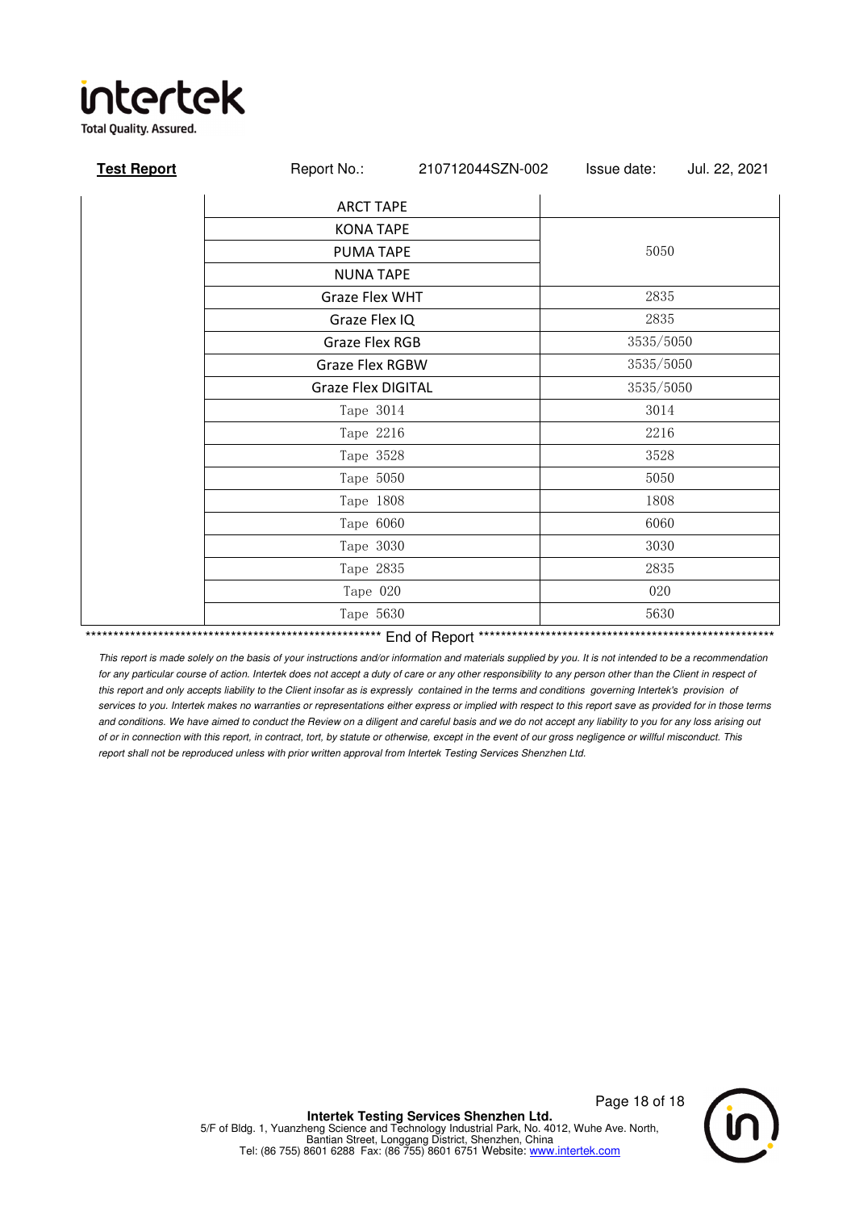**Test Report** Report No.: 210712044SZN-002 Issue date: Jul. 22, 2021

| | | |
|---|---|---|
| | ARCT TAPE | |
| | KONA TAPE | 5050 |
| | PUMA TAPE | |
| | NUNA TAPE | |
| | Graze Flex WHT | 2835 |
| | Graze Flex IQ | 2835 |
| | Graze Flex RGB | 3535/5050 |
| | Graze Flex RGBW | 3535/5050 |
| | Graze Flex DIGITAL | 3535/5050 |
| | Tape 3014 | 3014 |
| | Tape 2216 | 2216 |
| | Tape 3528 | 3528 |
| | Tape 5050 | 5050 |
| | Tape 1808 | 1808 |
| | Tape 6060 | 6060 |
| | Tape 3030 | 3030 |
| | Tape 2835 | 2835 |
| | Tape 020 | 020 |
| | Tape 5630 | 5630 |

******************************************************** End of Report ********************************************************

*This report is made solely on the basis of your instructions and/or information and materials supplied by you. It is not intended to be a recommendation for any particular course of action. Intertek does not accept a duty of care or any other responsibility to any person other than the Client in respect of this report and only accepts liability to the Client insofar as is expressly contained in the terms and conditions governing Intertek's provision of services to you. Intertek makes no warranties or representations either express or implied with respect to this report save as provided for in those terms and conditions. We have aimed to conduct the Review on a diligent and careful basis and we do not accept any liability to you for any loss arising out of or in connection with this report, in contract, tort, by statute or otherwise, except in the event of our gross negligence or willful misconduct. This report shall not be reproduced unless with prior written approval from Intertek Testing Services Shenzhen Ltd.*

**Intertek Testing Services Shenzhen Ltd.**
5/F of Bldg. 1, Yuanzheng Science and Technology Industrial Park, No. 4012, Wuhe Ave. North, Bantian Street, Longgang District, Shenzhen, China
Tel: (86 755) 8601 6288 Fax: (86 755) 8601 6751 Website: www.intertek.com